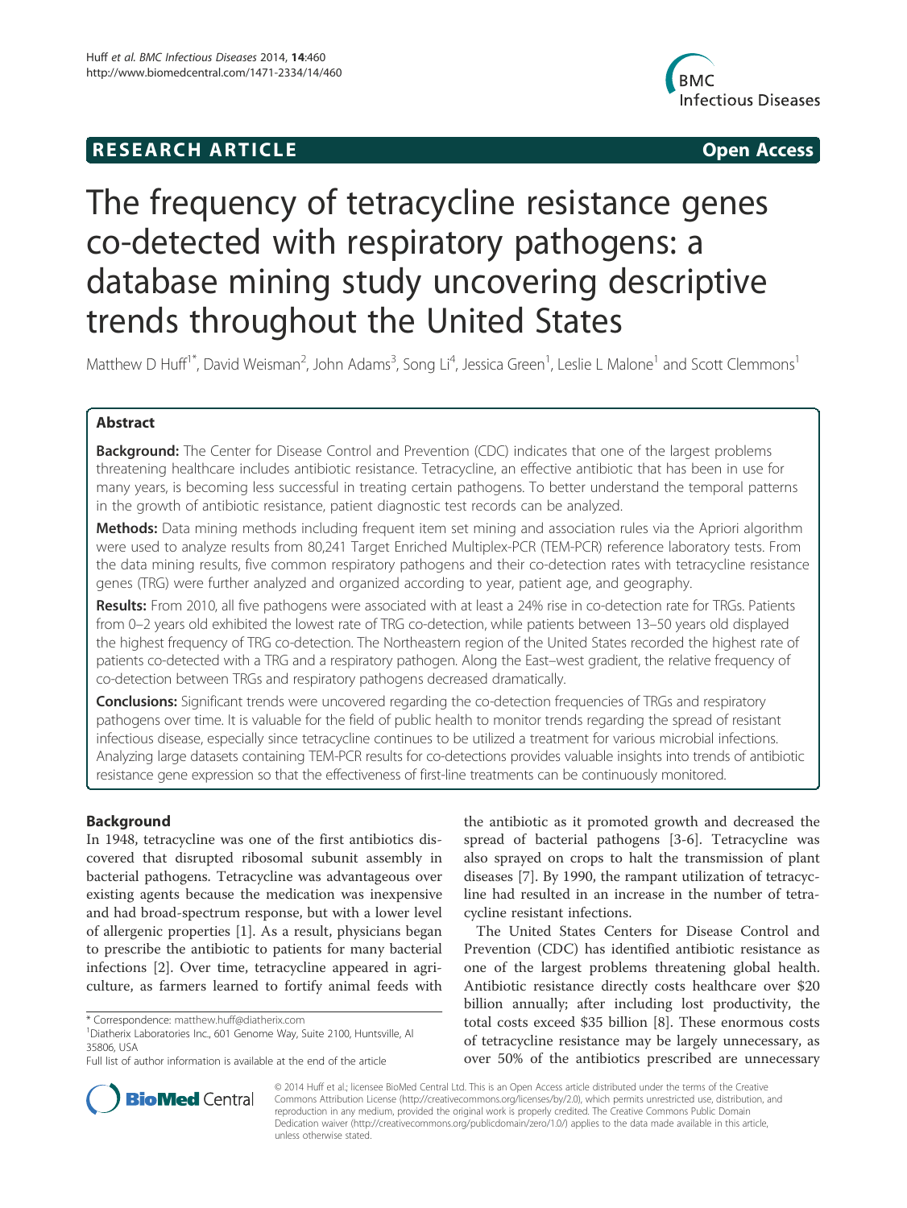RESEARCH ARTICLE Open Access

# The frequency of tetracycline resistance genes co-detected with respiratory pathogens: a database mining study uncovering descriptive trends throughout the United States

Matthew D Huff[1*], David Weisman[2], John Adams[3], Song Li[4], Jessica Green[1], Leslie L Malone[1] and Scott Clemmons[1]

## Abstract

**Background:** The Center for Disease Control and Prevention (CDC) indicates that one of the largest problems threatening healthcare includes antibiotic resistance. Tetracycline, an effective antibiotic that has been in use for many years, is becoming less successful in treating certain pathogens. To better understand the temporal patterns in the growth of antibiotic resistance, patient diagnostic test records can be analyzed.

**Methods:** Data mining methods including frequent item set mining and association rules via the Apriori algorithm were used to analyze results from 80,241 Target Enriched Multiplex-PCR (TEM-PCR) reference laboratory tests. From the data mining results, five common respiratory pathogens and their co-detection rates with tetracycline resistance genes (TRG) were further analyzed and organized according to year, patient age, and geography.

**Results:** From 2010, all five pathogens were associated with at least a 24% rise in co-detection rate for TRGs. Patients from 0–2 years old exhibited the lowest rate of TRG co-detection, while patients between 13–50 years old displayed the highest frequency of TRG co-detection. The Northeastern region of the United States recorded the highest rate of patients co-detected with a TRG and a respiratory pathogen. Along the East–west gradient, the relative frequency of co-detection between TRGs and respiratory pathogens decreased dramatically.

**Conclusions:** Significant trends were uncovered regarding the co-detection frequencies of TRGs and respiratory pathogens over time. It is valuable for the field of public health to monitor trends regarding the spread of resistant infectious disease, especially since tetracycline continues to be utilized a treatment for various microbial infections. Analyzing large datasets containing TEM-PCR results for co-detections provides valuable insights into trends of antibiotic resistance gene expression so that the effectiveness of first-line treatments can be continuously monitored.

## Background

In 1948, tetracycline was one of the first antibiotics discovered that disrupted ribosomal subunit assembly in bacterial pathogens. Tetracycline was advantageous over existing agents because the medication was inexpensive and had broad-spectrum response, but with a lower level of allergenic properties [1]. As a result, physicians began to prescribe the antibiotic to patients for many bacterial infections [2]. Over time, tetracycline appeared in agriculture, as farmers learned to fortify animal feeds with the antibiotic as it promoted growth and decreased the spread of bacterial pathogens [3-6]. Tetracycline was also sprayed on crops to halt the transmission of plant diseases [7]. By 1990, the rampant utilization of tetracycline had resulted in an increase in the number of tetracycline resistant infections.

The United States Centers for Disease Control and Prevention (CDC) has identified antibiotic resistance as one of the largest problems threatening global health. Antibiotic resistance directly costs healthcare over $20 billion annually; after including lost productivity, the total costs exceed $35 billion [8]. These enormous costs of tetracycline resistance may be largely unnecessary, as over 50% of the antibiotics prescribed are unnecessary

* Correspondence: matthew.huff@diatherix.com
[1]Diatherix Laboratories Inc., 601 Genome Way, Suite 2100, Huntsville, Al 35806, USA
Full list of author information is available at the end of the article

© 2014 Huff et al.; licensee BioMed Central Ltd. This is an Open Access article distributed under the terms of the Creative Commons Attribution License (http://creativecommons.org/licenses/by/2.0), which permits unrestricted use, distribution, and reproduction in any medium, provided the original work is properly credited. The Creative Commons Public Domain Dedication waiver (http://creativecommons.org/publicdomain/zero/1.0/) applies to the data made available in this article, unless otherwise stated.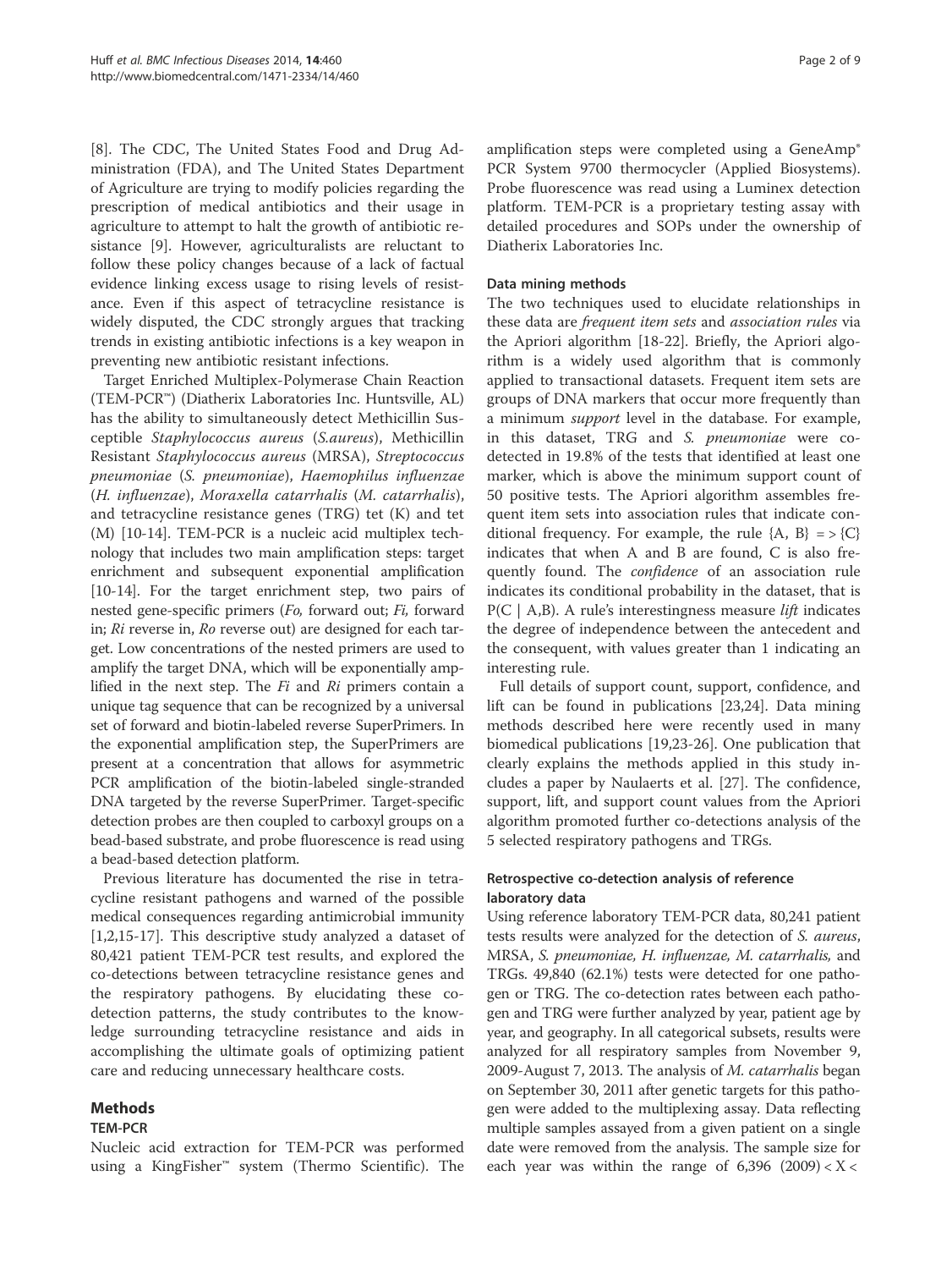[8]. The CDC, The United States Food and Drug Administration (FDA), and The United States Department of Agriculture are trying to modify policies regarding the prescription of medical antibiotics and their usage in agriculture to attempt to halt the growth of antibiotic resistance [9]. However, agriculturalists are reluctant to follow these policy changes because of a lack of factual evidence linking excess usage to rising levels of resistance. Even if this aspect of tetracycline resistance is widely disputed, the CDC strongly argues that tracking trends in existing antibiotic infections is a key weapon in preventing new antibiotic resistant infections.

Target Enriched Multiplex-Polymerase Chain Reaction (TEM-PCR™) (Diatherix Laboratories Inc. Huntsville, AL) has the ability to simultaneously detect Methicillin Susceptible *Staphylococcus aureus* (*S.aureus*), Methicillin Resistant *Staphylococcus aureus* (MRSA), *Streptococcus pneumoniae* (*S. pneumoniae*), *Haemophilus influenzae* (*H. influenzae*), *Moraxella catarrhalis* (*M. catarrhalis*), and tetracycline resistance genes (TRG) tet (K) and tet (M) [10-14]. TEM-PCR is a nucleic acid multiplex technology that includes two main amplification steps: target enrichment and subsequent exponential amplification [10-14]. For the target enrichment step, two pairs of nested gene-specific primers (*Fo,* forward out; *Fi,* forward in; *Ri* reverse in, *Ro* reverse out) are designed for each target. Low concentrations of the nested primers are used to amplify the target DNA, which will be exponentially amplified in the next step. The *Fi* and *Ri* primers contain a unique tag sequence that can be recognized by a universal set of forward and biotin-labeled reverse SuperPrimers. In the exponential amplification step, the SuperPrimers are present at a concentration that allows for asymmetric PCR amplification of the biotin-labeled single-stranded DNA targeted by the reverse SuperPrimer. Target-specific detection probes are then coupled to carboxyl groups on a bead-based substrate, and probe fluorescence is read using a bead-based detection platform.

Previous literature has documented the rise in tetracycline resistant pathogens and warned of the possible medical consequences regarding antimicrobial immunity [1,2,15-17]. This descriptive study analyzed a dataset of 80,421 patient TEM-PCR test results, and explored the co-detections between tetracycline resistance genes and the respiratory pathogens. By elucidating these co-detection patterns, the study contributes to the knowledge surrounding tetracycline resistance and aids in accomplishing the ultimate goals of optimizing patient care and reducing unnecessary healthcare costs.

## Methods

### TEM-PCR

Nucleic acid extraction for TEM-PCR was performed using a KingFisher™ system (Thermo Scientific). The amplification steps were completed using a GeneAmp® PCR System 9700 thermocycler (Applied Biosystems). Probe fluorescence was read using a Luminex detection platform. TEM-PCR is a proprietary testing assay with detailed procedures and SOPs under the ownership of Diatherix Laboratories Inc.

### Data mining methods

The two techniques used to elucidate relationships in these data are *frequent item sets* and *association rules* via the Apriori algorithm [18-22]. Briefly, the Apriori algorithm is a widely used algorithm that is commonly applied to transactional datasets. Frequent item sets are groups of DNA markers that occur more frequently than a minimum *support* level in the database. For example, in this dataset, TRG and *S. pneumoniae* were co-detected in 19.8% of the tests that identified at least one marker, which is above the minimum support count of 50 positive tests. The Apriori algorithm assembles frequent item sets into association rules that indicate conditional frequency. For example, the rule {A, B} = > {C} indicates that when A and B are found, C is also frequently found. The *confidence* of an association rule indicates its conditional probability in the dataset, that is P(C | A,B). A rule's interestingness measure *lift* indicates the degree of independence between the antecedent and the consequent, with values greater than 1 indicating an interesting rule.

Full details of support count, support, confidence, and lift can be found in publications [23,24]. Data mining methods described here were recently used in many biomedical publications [19,23-26]. One publication that clearly explains the methods applied in this study includes a paper by Naulaerts et al. [27]. The confidence, support, lift, and support count values from the Apriori algorithm promoted further co-detections analysis of the 5 selected respiratory pathogens and TRGs.

### Retrospective co-detection analysis of reference laboratory data

Using reference laboratory TEM-PCR data, 80,241 patient tests results were analyzed for the detection of *S. aureus*, MRSA, *S. pneumoniae, H. influenzae, M. catarrhalis,* and TRGs. 49,840 (62.1%) tests were detected for one pathogen or TRG. The co-detection rates between each pathogen and TRG were further analyzed by year, patient age by year, and geography. In all categorical subsets, results were analyzed for all respiratory samples from November 9, 2009-August 7, 2013. The analysis of *M. catarrhalis* began on September 30, 2011 after genetic targets for this pathogen were added to the multiplexing assay. Data reflecting multiple samples assayed from a given patient on a single date were removed from the analysis. The sample size for each year was within the range of 6,396 (2009) < X <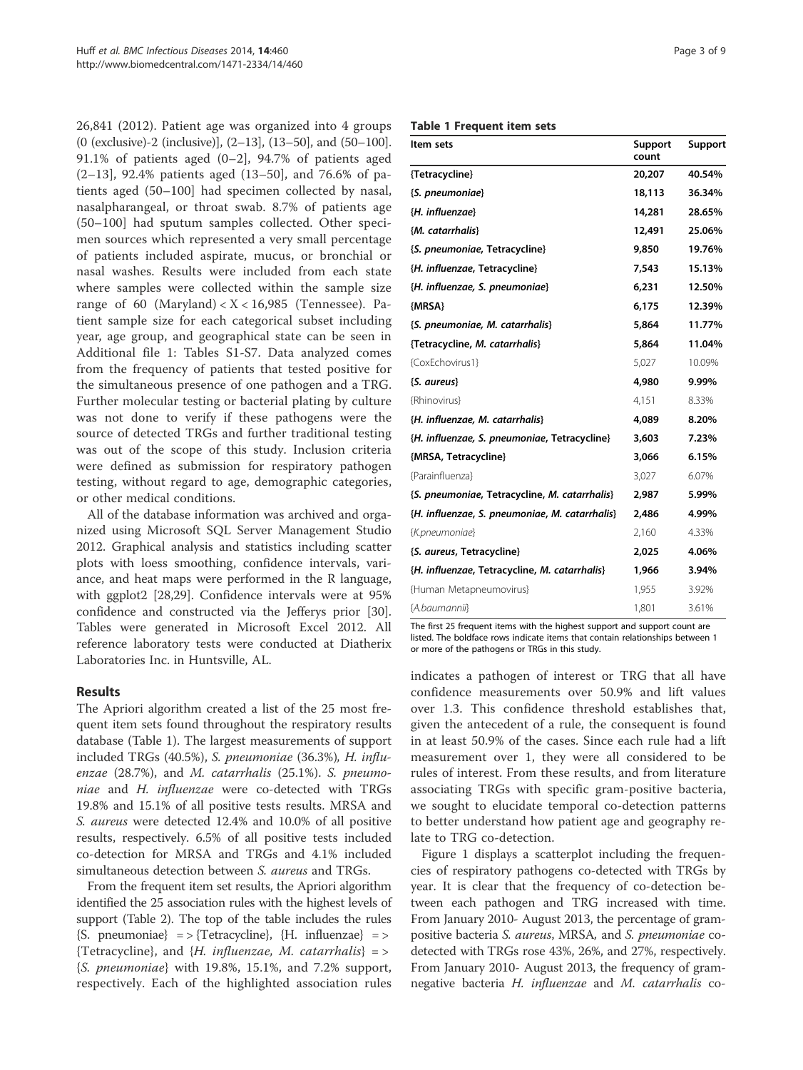26,841 (2012). Patient age was organized into 4 groups (0 (exclusive)-2 (inclusive)], (2–13], (13–50], and (50–100]. 91.1% of patients aged (0–2], 94.7% of patients aged (2–13], 92.4% patients aged (13–50], and 76.6% of patients aged (50–100] had specimen collected by nasal, nasalpharangeal, or throat swab. 8.7% of patients age (50–100] had sputum samples collected. Other specimen sources which represented a very small percentage of patients included aspirate, mucus, or bronchial or nasal washes. Results were included from each state where samples were collected within the sample size range of 60 (Maryland) < X < 16,985 (Tennessee). Patient sample size for each categorical subset including year, age group, and geographical state can be seen in Additional file 1: Tables S1-S7. Data analyzed comes from the frequency of patients that tested positive for the simultaneous presence of one pathogen and a TRG. Further molecular testing or bacterial plating by culture was not done to verify if these pathogens were the source of detected TRGs and further traditional testing was out of the scope of this study. Inclusion criteria were defined as submission for respiratory pathogen testing, without regard to age, demographic categories, or other medical conditions.

All of the database information was archived and organized using Microsoft SQL Server Management Studio 2012. Graphical analysis and statistics including scatter plots with loess smoothing, confidence intervals, variance, and heat maps were performed in the R language, with ggplot2 [28,29]. Confidence intervals were at 95% confidence and constructed via the Jefferys prior [30]. Tables were generated in Microsoft Excel 2012. All reference laboratory tests were conducted at Diatherix Laboratories Inc. in Huntsville, AL.

## Results

The Apriori algorithm created a list of the 25 most frequent item sets found throughout the respiratory results database (Table 1). The largest measurements of support included TRGs (40.5%), *S. pneumoniae* (36.3%), *H. influenzae* (28.7%), and *M. catarrhalis* (25.1%). *S. pneumoniae* and *H. influenzae* were co-detected with TRGs 19.8% and 15.1% of all positive tests results. MRSA and *S. aureus* were detected 12.4% and 10.0% of all positive results, respectively. 6.5% of all positive tests included co-detection for MRSA and TRGs and 4.1% included simultaneous detection between *S. aureus* and TRGs.

From the frequent item set results, the Apriori algorithm identified the 25 association rules with the highest levels of support (Table 2). The top of the table includes the rules {S. pneumoniae} = > {Tetracycline}, {H. influenzae} = > {Tetracycline}, and {*H. influenzae, M. catarrhalis*} = > {*S. pneumoniae*} with 19.8%, 15.1%, and 7.2% support, respectively. Each of the highlighted association rules

**Table 1 Frequent item sets**

| Item sets | Support count | Support |
|---|---|---|
| **{Tetracycline}** | **20,207** | **40.54%** |
| **{*S. pneumoniae*}** | **18,113** | **36.34%** |
| **{*H. influenzae*}** | **14,281** | **28.65%** |
| **{*M. catarrhalis*}** | **12,491** | **25.06%** |
| **{*S. pneumoniae*, Tetracycline}** | **9,850** | **19.76%** |
| **{*H. influenzae*, Tetracycline}** | **7,543** | **15.13%** |
| **{*H. influenzae, S. pneumoniae*}** | **6,231** | **12.50%** |
| **{MRSA}** | **6,175** | **12.39%** |
| **{*S. pneumoniae, M. catarrhalis*}** | **5,864** | **11.77%** |
| **{Tetracycline, *M. catarrhalis*}** | **5,864** | **11.04%** |
| {CoxEchovirus1} | 5,027 | 10.09% |
| **{*S. aureus*}** | **4,980** | **9.99%** |
| {Rhinovirus} | 4,151 | 8.33% |
| **{*H. influenzae, M. catarrhalis*}** | **4,089** | **8.20%** |
| **{*H. influenzae, S. pneumoniae*, Tetracycline}** | **3,603** | **7.23%** |
| **{MRSA, Tetracycline}** | **3,066** | **6.15%** |
| {Parainfluenza} | 3,027 | 6.07% |
| **{*S. pneumoniae*, Tetracycline, *M. catarrhalis*}** | **2,987** | **5.99%** |
| **{*H. influenzae, S. pneumoniae, M. catarrhalis*}** | **2,486** | **4.99%** |
| {*K.pneumoniae*} | 2,160 | 4.33% |
| **{*S. aureus*, Tetracycline}** | **2,025** | **4.06%** |
| **{*H. influenzae*, Tetracycline, *M. catarrhalis*}** | **1,966** | **3.94%** |
| {Human Metapneumovirus} | 1,955 | 3.92% |
| {*A.baumannii*} | 1,801 | 3.61% |

The first 25 frequent items with the highest support and support count are listed. The boldface rows indicate items that contain relationships between 1 or more of the pathogens or TRGs in this study.

indicates a pathogen of interest or TRG that all have confidence measurements over 50.9% and lift values over 1.3. This confidence threshold establishes that, given the antecedent of a rule, the consequent is found in at least 50.9% of the cases. Since each rule had a lift measurement over 1, they were all considered to be rules of interest. From these results, and from literature associating TRGs with specific gram-positive bacteria, we sought to elucidate temporal co-detection patterns to better understand how patient age and geography relate to TRG co-detection.

Figure 1 displays a scatterplot including the frequencies of respiratory pathogens co-detected with TRGs by year. It is clear that the frequency of co-detection between each pathogen and TRG increased with time. From January 2010- August 2013, the percentage of gram-positive bacteria *S. aureus*, MRSA, and *S. pneumoniae* co-detected with TRGs rose 43%, 26%, and 27%, respectively. From January 2010- August 2013, the frequency of gram-negative bacteria *H. influenzae* and *M. catarrhalis* co-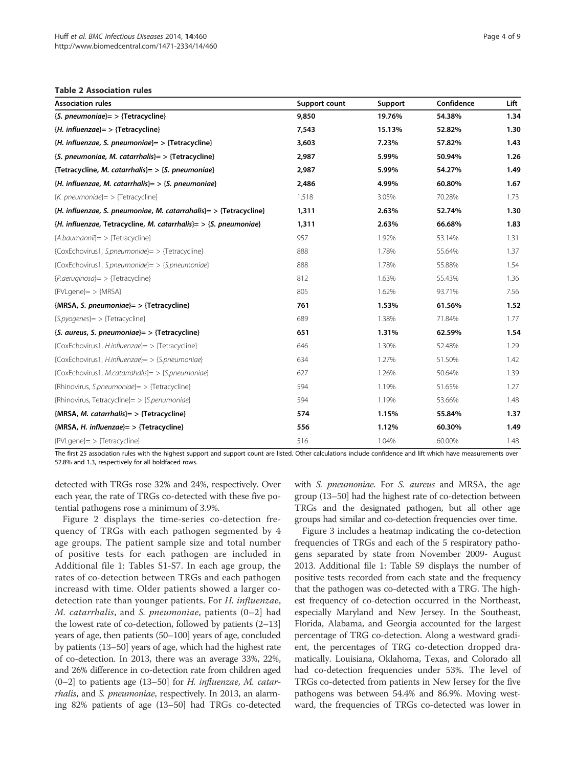**Table 2 Association rules**

| Association rules | Support count | Support | Confidence | Lift |
|---|---|---|---|---|
| **{*S. pneumoniae*}= > {Tetracycline}** | **9,850** | **19.76%** | **54.38%** | **1.34** |
| **{*H. influenzae*}= > {Tetracycline}** | **7,543** | **15.13%** | **52.82%** | **1.30** |
| **{*H. influenzae*, *S. pneumoniae*}= > {Tetracycline}** | **3,603** | **7.23%** | **57.82%** | **1.43** |
| **{*S. pneumoniae*, *M. catarrhalis*}= > {Tetracycline}** | **2,987** | **5.99%** | **50.94%** | **1.26** |
| **{Tetracycline, *M. catarrhalis*}= > {*S. pneumoniae*}** | **2,987** | **5.99%** | **54.27%** | **1.49** |
| **{*H. influenzae*, *M. catarrhalis*}= > {*S. pneumoniae*}** | **2,486** | **4.99%** | **60.80%** | **1.67** |
| {*K. pneumoniae*}= > {Tetracycline} | 1,518 | 3.05% | 70.28% | 1.73 |
| **{*H. influenzae*, *S. pneumoniae*, *M. catarrahalis*}= > {Tetracycline}** | **1,311** | **2.63%** | **52.74%** | **1.30** |
| **{*H. influenzae*, Tetracycline, *M. catarrhalis*}= > {*S. pneumoniae*}** | **1,311** | **2.63%** | **66.68%** | **1.83** |
| {*A.baumannii*}= > {Tetracycline} | 957 | 1.92% | 53.14% | 1.31 |
| {CoxEchovirus1, *S.pneumoniae*}= > {Tetracycline} | 888 | 1.78% | 55.64% | 1.37 |
| {CoxEchovirus1, *S.pneumoniae*}= > {*S.pneumoniae*} | 888 | 1.78% | 55.88% | 1.54 |
| {*P.aeruginosa*}= > {Tetracycline} | 812 | 1.63% | 55.43% | 1.36 |
| {PVLgene}= > {MRSA} | 805 | 1.62% | 93.71% | 7.56 |
| **{MRSA, *S. pneumoniae*}= > {Tetracycline}** | **761** | **1.53%** | **61.56%** | **1.52** |
| {*S.pyogenes*}= > {Tetracycline} | 689 | 1.38% | 71.84% | 1.77 |
| **{*S. aureus*, *S. pneumoniae*}= > {Tetracycline}** | **651** | **1.31%** | **62.59%** | **1.54** |
| {CoxEchovirus1, *H.influenzae*}= > {Tetracycline} | 646 | 1.30% | 52.48% | 1.29 |
| {CoxEchovirus1, *H.influenzae*}= > {*S.pneumoniae*} | 634 | 1.27% | 51.50% | 1.42 |
| {CoxEchovirus1, *M.catarrahalis*}= > {*S.pneumoniae*} | 627 | 1.26% | 50.64% | 1.39 |
| {Rhinovirus, *S.pneumoniae*}= > {Tetracycline} | 594 | 1.19% | 51.65% | 1.27 |
| {Rhinovirus, Tetracycline}= > {*S.penumoniae*} | 594 | 1.19% | 53.66% | 1.48 |
| **{MRSA, *M. catarrhalis*}= > {Tetracycline}** | **574** | **1.15%** | **55.84%** | **1.37** |
| **{MRSA, *H. influenzae*}= > {Tetracycline}** | **556** | **1.12%** | **60.30%** | **1.49** |
| {PVLgene}= > {Tetracycline} | 516 | 1.04% | 60.00% | 1.48 |

The first 25 association rules with the highest support and support count are listed. Other calculations include confidence and lift which have measurements over 52.8% and 1.3, respectively for all boldfaced rows.

detected with TRGs rose 32% and 24%, respectively. Over each year, the rate of TRGs co-detected with these five potential pathogens rose a minimum of 3.9%.

Figure 2 displays the time-series co-detection frequency of TRGs with each pathogen segmented by 4 age groups. The patient sample size and total number of positive tests for each pathogen are included in Additional file 1: Tables S1-S7. In each age group, the rates of co-detection between TRGs and each pathogen increasd with time. Older patients showed a larger co-detection rate than younger patients. For *H. influenzae*, *M. catarrhalis*, and *S. pneumoniae*, patients (0–2] had the lowest rate of co-detection, followed by patients (2–13] years of age, then patients (50–100] years of age, concluded by patients (13–50] years of age, which had the highest rate of co-detection. In 2013, there was an average 33%, 22%, and 26% difference in co-detection rate from children aged (0–2] to patients age (13–50] for *H. influenzae*, *M. catarrhalis*, and *S. pneumoniae*, respectively. In 2013, an alarming 82% patients of age (13–50] had TRGs co-detected with *S. pneumoniae*. For *S. aureus* and MRSA, the age group (13–50] had the highest rate of co-detection between TRGs and the designated pathogen, but all other age groups had similar and co-detection frequencies over time.

Figure 3 includes a heatmap indicating the co-detection frequencies of TRGs and each of the 5 respiratory pathogens separated by state from November 2009- August 2013. Additional file 1: Table S9 displays the number of positive tests recorded from each state and the frequency that the pathogen was co-detected with a TRG. The highest frequency of co-detection occurred in the Northeast, especially Maryland and New Jersey. In the Southeast, Florida, Alabama, and Georgia accounted for the largest percentage of TRG co-detection. Along a westward gradient, the percentages of TRG co-detection dropped dramatically. Louisiana, Oklahoma, Texas, and Colorado all had co-detection frequencies under 53%. The level of TRGs co-detected from patients in New Jersey for the five pathogens was between 54.4% and 86.9%. Moving westward, the frequencies of TRGs co-detected was lower in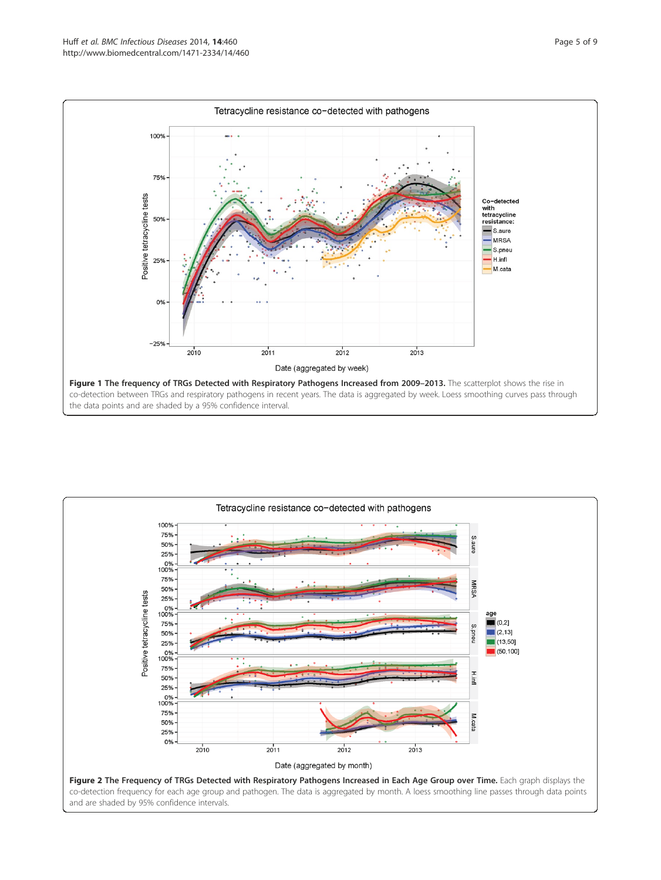Tetracycline resistance co−detected with pathogens

100%
75%
50%
25%
0%
−25%

Positive tetracycline tests

2010
2011
2012
2013

Date (aggregated by week)

Co−detected with tetracycline resistance:
S.aure
MRSA
S.pneu
H.infl
M.cata

**Figure 1 The frequency of TRGs Detected with Respiratory Pathogens Increased from 2009–2013.** The scatterplot shows the rise in co-detection between TRGs and respiratory pathogens in recent years. The data is aggregated by week. Loess smoothing curves pass through the data points and are shaded by a 95% confidence interval.

Tetracycline resistance co−detected with pathogens

100%
75%
50%
25%
0%

S.aure
MRSA
S.pneu
H.infl
M.cata

Positive tetracycline tests

2010
2011
2012
2013

Date (aggregated by month)

age
(0,2]
(2,13]
(13,50]
(50,100]

**Figure 2 The Frequency of TRGs Detected with Respiratory Pathogens Increased in Each Age Group over Time.** Each graph displays the co-detection frequency for each age group and pathogen. The data is aggregated by month. A loess smoothing line passes through data points and are shaded by 95% confidence intervals.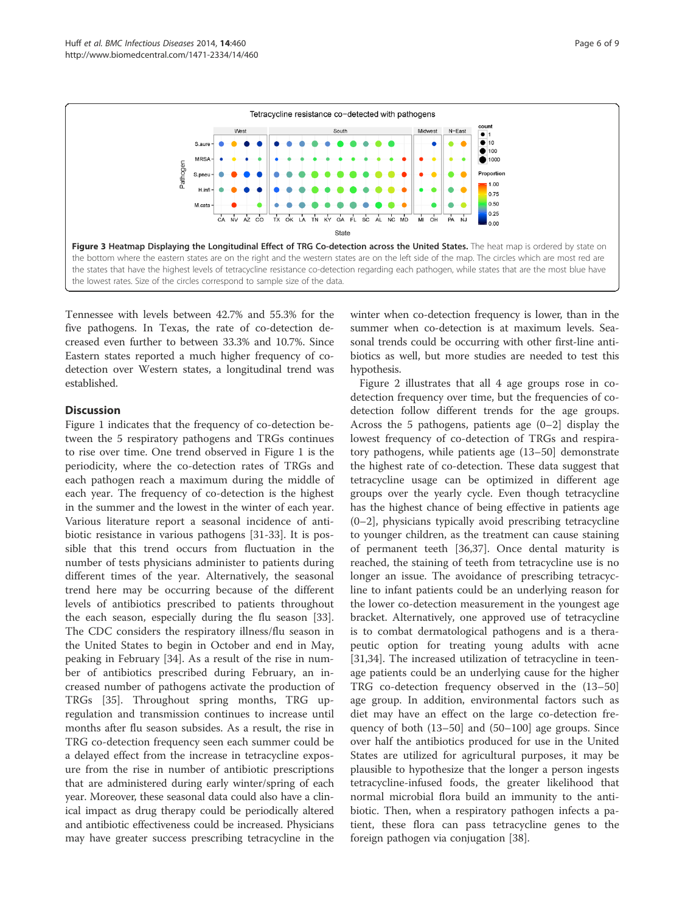Tetracycline resistance co−detected with pathogens

West South Midwest N−East

S.aure
MRSA
S.pneu
H.infl
M.cata

Pathogen

CA NV AZ CO TX OK LA TN KY GA FL SC AL NC MD MI OH PA NJ

State

count
1
10
100
1000

Proportion
1.00
0.75
0.50
0.25
0.00

**Figure 3 Heatmap Displaying the Longitudinal Effect of TRG Co-detection across the United States.** The heat map is ordered by state on the bottom where the eastern states are on the right and the western states are on the left side of the map. The circles which are most red are the states that have the highest levels of tetracycline resistance co-detection regarding each pathogen, while states that are the most blue have the lowest rates. Size of the circles correspond to sample size of the data.

Tennessee with levels between 42.7% and 55.3% for the five pathogens. In Texas, the rate of co-detection decreased even further to between 33.3% and 10.7%. Since Eastern states reported a much higher frequency of co-detection over Western states, a longitudinal trend was established.

## Discussion

Figure 1 indicates that the frequency of co-detection between the 5 respiratory pathogens and TRGs continues to rise over time. One trend observed in Figure 1 is the periodicity, where the co-detection rates of TRGs and each pathogen reach a maximum during the middle of each year. The frequency of co-detection is the highest in the summer and the lowest in the winter of each year. Various literature report a seasonal incidence of antibiotic resistance in various pathogens [31-33]. It is possible that this trend occurs from fluctuation in the number of tests physicians administer to patients during different times of the year. Alternatively, the seasonal trend here may be occurring because of the different levels of antibiotics prescribed to patients throughout the each season, especially during the flu season [33]. The CDC considers the respiratory illness/flu season in the United States to begin in October and end in May, peaking in February [34]. As a result of the rise in number of antibiotics prescribed during February, an increased number of pathogens activate the production of TRGs [35]. Throughout spring months, TRG up-regulation and transmission continues to increase until months after flu season subsides. As a result, the rise in TRG co-detection frequency seen each summer could be a delayed effect from the increase in tetracycline exposure from the rise in number of antibiotic prescriptions that are administered during early winter/spring of each year. Moreover, these seasonal data could also have a clinical impact as drug therapy could be periodically altered and antibiotic effectiveness could be increased. Physicians may have greater success prescribing tetracycline in the winter when co-detection frequency is lower, than in the summer when co-detection is at maximum levels. Seasonal trends could be occurring with other first-line antibiotics as well, but more studies are needed to test this hypothesis.

Figure 2 illustrates that all 4 age groups rose in co-detection frequency over time, but the frequencies of co-detection follow different trends for the age groups. Across the 5 pathogens, patients age (0–2] display the lowest frequency of co-detection of TRGs and respiratory pathogens, while patients age (13–50] demonstrate the highest rate of co-detection. These data suggest that tetracycline usage can be optimized in different age groups over the yearly cycle. Even though tetracycline has the highest chance of being effective in patients age (0–2], physicians typically avoid prescribing tetracycline to younger children, as the treatment can cause staining of permanent teeth [36,37]. Once dental maturity is reached, the staining of teeth from tetracycline use is no longer an issue. The avoidance of prescribing tetracycline to infant patients could be an underlying reason for the lower co-detection measurement in the youngest age bracket. Alternatively, one approved use of tetracycline is to combat dermatological pathogens and is a therapeutic option for treating young adults with acne [31,34]. The increased utilization of tetracycline in teenage patients could be an underlying cause for the higher TRG co-detection frequency observed in the (13–50] age group. In addition, environmental factors such as diet may have an effect on the large co-detection frequency of both (13–50] and (50–100] age groups. Since over half the antibiotics produced for use in the United States are utilized for agricultural purposes, it may be plausible to hypothesize that the longer a person ingests tetracycline-infused foods, the greater likelihood that normal microbial flora build an immunity to the antibiotic. Then, when a respiratory pathogen infects a patient, these flora can pass tetracycline genes to the foreign pathogen via conjugation [38].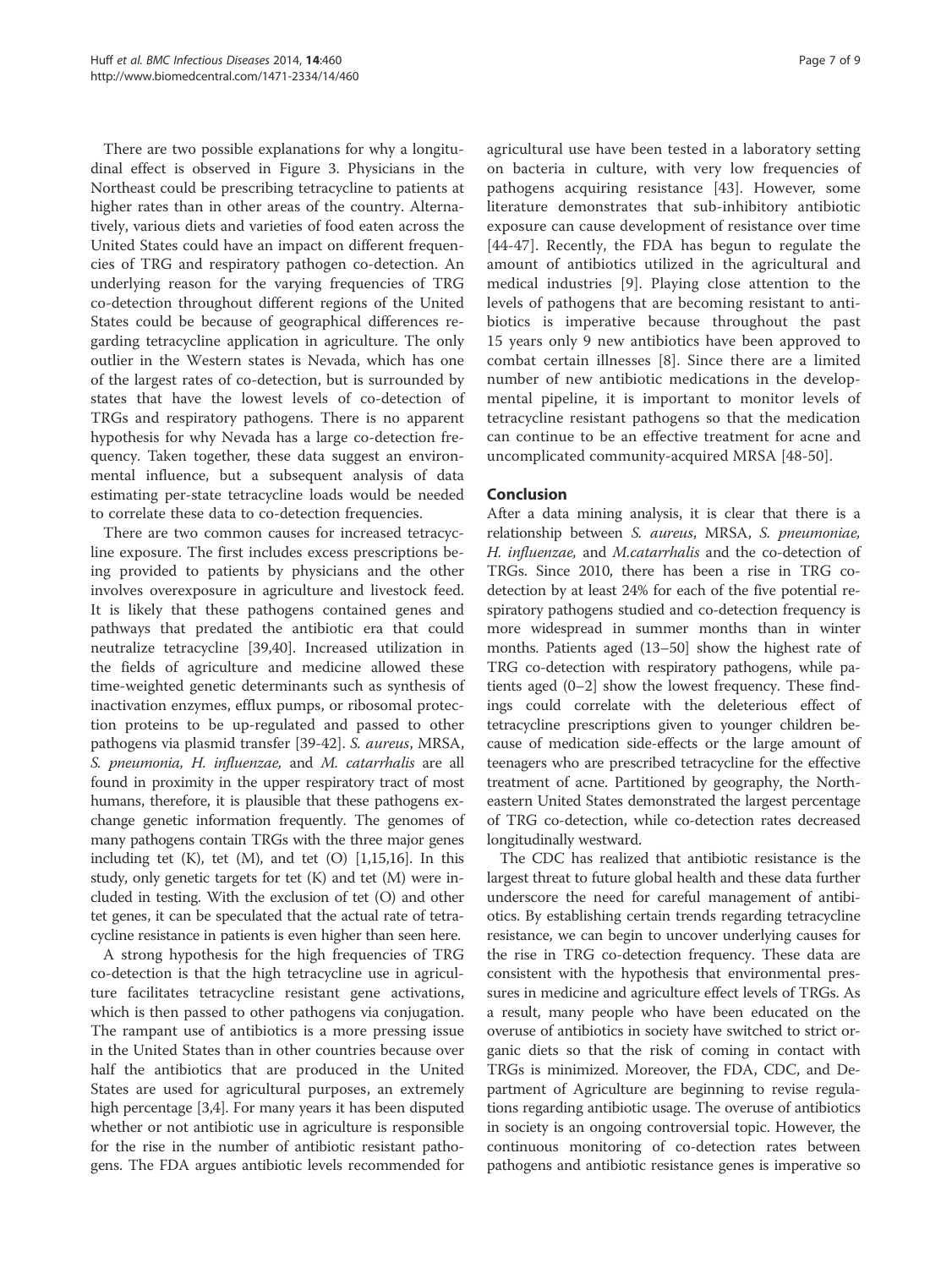There are two possible explanations for why a longitudinal effect is observed in Figure 3. Physicians in the Northeast could be prescribing tetracycline to patients at higher rates than in other areas of the country. Alternatively, various diets and varieties of food eaten across the United States could have an impact on different frequencies of TRG and respiratory pathogen co-detection. An underlying reason for the varying frequencies of TRG co-detection throughout different regions of the United States could be because of geographical differences regarding tetracycline application in agriculture. The only outlier in the Western states is Nevada, which has one of the largest rates of co-detection, but is surrounded by states that have the lowest levels of co-detection of TRGs and respiratory pathogens. There is no apparent hypothesis for why Nevada has a large co-detection frequency. Taken together, these data suggest an environmental influence, but a subsequent analysis of data estimating per-state tetracycline loads would be needed to correlate these data to co-detection frequencies.

There are two common causes for increased tetracycline exposure. The first includes excess prescriptions being provided to patients by physicians and the other involves overexposure in agriculture and livestock feed. It is likely that these pathogens contained genes and pathways that predated the antibiotic era that could neutralize tetracycline [39,40]. Increased utilization in the fields of agriculture and medicine allowed these time-weighted genetic determinants such as synthesis of inactivation enzymes, efflux pumps, or ribosomal protection proteins to be up-regulated and passed to other pathogens via plasmid transfer [39-42]. *S. aureus*, MRSA, *S. pneumonia, H. influenzae,* and *M. catarrhalis* are all found in proximity in the upper respiratory tract of most humans, therefore, it is plausible that these pathogens exchange genetic information frequently. The genomes of many pathogens contain TRGs with the three major genes including tet (K), tet (M), and tet (O) [1,15,16]. In this study, only genetic targets for tet (K) and tet (M) were included in testing. With the exclusion of tet (O) and other tet genes, it can be speculated that the actual rate of tetracycline resistance in patients is even higher than seen here.

A strong hypothesis for the high frequencies of TRG co-detection is that the high tetracycline use in agriculture facilitates tetracycline resistant gene activations, which is then passed to other pathogens via conjugation. The rampant use of antibiotics is a more pressing issue in the United States than in other countries because over half the antibiotics that are produced in the United States are used for agricultural purposes, an extremely high percentage [3,4]. For many years it has been disputed whether or not antibiotic use in agriculture is responsible for the rise in the number of antibiotic resistant pathogens. The FDA argues antibiotic levels recommended for agricultural use have been tested in a laboratory setting on bacteria in culture, with very low frequencies of pathogens acquiring resistance [43]. However, some literature demonstrates that sub-inhibitory antibiotic exposure can cause development of resistance over time [44-47]. Recently, the FDA has begun to regulate the amount of antibiotics utilized in the agricultural and medical industries [9]. Playing close attention to the levels of pathogens that are becoming resistant to antibiotics is imperative because throughout the past 15 years only 9 new antibiotics have been approved to combat certain illnesses [8]. Since there are a limited number of new antibiotic medications in the developmental pipeline, it is important to monitor levels of tetracycline resistant pathogens so that the medication can continue to be an effective treatment for acne and uncomplicated community-acquired MRSA [48-50].

## Conclusion

After a data mining analysis, it is clear that there is a relationship between *S. aureus*, MRSA, *S. pneumoniae, H. influenzae,* and *M.catarrhalis* and the co-detection of TRGs. Since 2010, there has been a rise in TRG co-detection by at least 24% for each of the five potential respiratory pathogens studied and co-detection frequency is more widespread in summer months than in winter months. Patients aged (13–50] show the highest rate of TRG co-detection with respiratory pathogens, while patients aged (0–2] show the lowest frequency. These findings could correlate with the deleterious effect of tetracycline prescriptions given to younger children because of medication side-effects or the large amount of teenagers who are prescribed tetracycline for the effective treatment of acne. Partitioned by geography, the Northeastern United States demonstrated the largest percentage of TRG co-detection, while co-detection rates decreased longitudinally westward.

The CDC has realized that antibiotic resistance is the largest threat to future global health and these data further underscore the need for careful management of antibiotics. By establishing certain trends regarding tetracycline resistance, we can begin to uncover underlying causes for the rise in TRG co-detection frequency. These data are consistent with the hypothesis that environmental pressures in medicine and agriculture effect levels of TRGs. As a result, many people who have been educated on the overuse of antibiotics in society have switched to strict organic diets so that the risk of coming in contact with TRGs is minimized. Moreover, the FDA, CDC, and Department of Agriculture are beginning to revise regulations regarding antibiotic usage. The overuse of antibiotics in society is an ongoing controversial topic. However, the continuous monitoring of co-detection rates between pathogens and antibiotic resistance genes is imperative so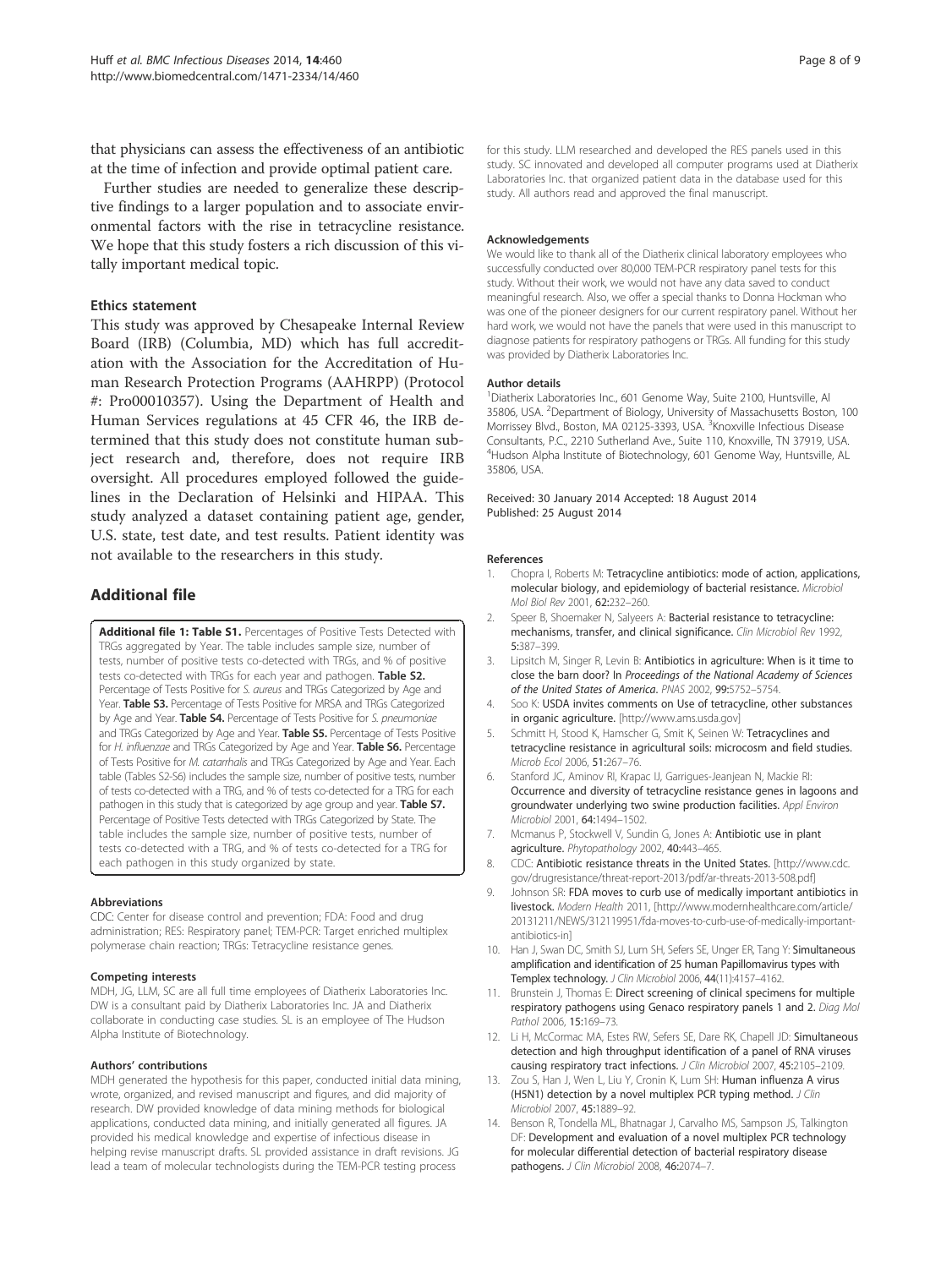that physicians can assess the effectiveness of an antibiotic at the time of infection and provide optimal patient care.

Further studies are needed to generalize these descriptive findings to a larger population and to associate environmental factors with the rise in tetracycline resistance. We hope that this study fosters a rich discussion of this vitally important medical topic.

### Ethics statement

This study was approved by Chesapeake Internal Review Board (IRB) (Columbia, MD) which has full accreditation with the Association for the Accreditation of Human Research Protection Programs (AAHRPP) (Protocol #: Pro00010357). Using the Department of Health and Human Services regulations at 45 CFR 46, the IRB determined that this study does not constitute human subject research and, therefore, does not require IRB oversight. All procedures employed followed the guidelines in the Declaration of Helsinki and HIPAA. This study analyzed a dataset containing patient age, gender, U.S. state, test date, and test results. Patient identity was not available to the researchers in this study.

## Additional file

**Additional file 1: Table S1.** Percentages of Positive Tests Detected with TRGs aggregated by Year. The table includes sample size, number of tests, number of positive tests co-detected with TRGs, and % of positive tests co-detected with TRGs for each year and pathogen. **Table S2.** Percentage of Tests Positive for *S. aureus* and TRGs Categorized by Age and Year. **Table S3.** Percentage of Tests Positive for MRSA and TRGs Categorized by Age and Year. **Table S4.** Percentage of Tests Positive for *S. pneumoniae* and TRGs Categorized by Age and Year. **Table S5.** Percentage of Tests Positive for *H. influenzae* and TRGs Categorized by Age and Year. **Table S6.** Percentage of Tests Positive for *M. catarrhalis* and TRGs Categorized by Age and Year. Each table (Tables S2-S6) includes the sample size, number of positive tests, number of tests co-detected with a TRG, and % of tests co-detected for a TRG for each pathogen in this study that is categorized by age group and year. **Table S7.** Percentage of Positive Tests detected with TRGs Categorized by State. The table includes the sample size, number of positive tests, number of tests co-detected with a TRG, and % of tests co-detected for a TRG for each pathogen in this study organized by state.

#### Abbreviations

CDC: Center for disease control and prevention; FDA: Food and drug administration; RES: Respiratory panel; TEM-PCR: Target enriched multiplex polymerase chain reaction; TRGs: Tetracycline resistance genes.

#### Competing interests

MDH, JG, LLM, SC are all full time employees of Diatherix Laboratories Inc. DW is a consultant paid by Diatherix Laboratories Inc. JA and Diatherix collaborate in conducting case studies. SL is an employee of The Hudson Alpha Institute of Biotechnology.

#### Authors' contributions

MDH generated the hypothesis for this paper, conducted initial data mining, wrote, organized, and revised manuscript and figures, and did majority of research. DW provided knowledge of data mining methods for biological applications, conducted data mining, and initially generated all figures. JA provided his medical knowledge and expertise of infectious disease in helping revise manuscript drafts. SL provided assistance in draft revisions. JG lead a team of molecular technologists during the TEM-PCR testing process for this study. LLM researched and developed the RES panels used in this study. SC innovated and developed all computer programs used at Diatherix Laboratories Inc. that organized patient data in the database used for this study. All authors read and approved the final manuscript.

#### Acknowledgements

We would like to thank all of the Diatherix clinical laboratory employees who successfully conducted over 80,000 TEM-PCR respiratory panel tests for this study. Without their work, we would not have any data saved to conduct meaningful research. Also, we offer a special thanks to Donna Hockman who was one of the pioneer designers for our current respiratory panel. Without her hard work, we would not have the panels that were used in this manuscript to diagnose patients for respiratory pathogens or TRGs. All funding for this study was provided by Diatherix Laboratories Inc.

#### Author details

[1]Diatherix Laboratories Inc., 601 Genome Way, Suite 2100, Huntsville, Al 35806, USA. [2]Department of Biology, University of Massachusetts Boston, 100 Morrissey Blvd., Boston, MA 02125-3393, USA. [3]Knoxville Infectious Disease Consultants, P.C., 2210 Sutherland Ave., Suite 110, Knoxville, TN 37919, USA. [4]Hudson Alpha Institute of Biotechnology, 601 Genome Way, Huntsville, AL 35806, USA.

Received: 30 January 2014 Accepted: 18 August 2014
Published: 25 August 2014

#### References

1. Chopra I, Roberts M: **Tetracycline antibiotics: mode of action, applications, molecular biology, and epidemiology of bacterial resistance.** *Microbiol Mol Biol Rev* 2001, **62:**232–260.
2. Speer B, Shoemaker N, Salyeers A: **Bacterial resistance to tetracycline: mechanisms, transfer, and clinical significance.** *Clin Microbiol Rev* 1992, **5:**387–399.
3. Lipsitch M, Singer R, Levin B: **Antibiotics in agriculture: When is it time to close the barn door?** In *Proceedings of the National Academy of Sciences of the United States of America. PNAS* 2002, **99:**5752–5754.
4. Soo K: **USDA invites comments on Use of tetracycline, other substances in organic agriculture.** [http://www.ams.usda.gov]
5. Schmitt H, Stood K, Hamscher G, Smit K, Seinen W: **Tetracyclines and tetracycline resistance in agricultural soils: microcosm and field studies.** *Microb Ecol* 2006, **51:**267–76.
6. Stanford JC, Aminov RI, Krapac IJ, Garrigues-Jeanjean N, Mackie RI: **Occurrence and diversity of tetracycline resistance genes in lagoons and groundwater underlying two swine production facilities.** *Appl Environ Microbiol* 2001, **64:**1494–1502.
7. Mcmanus P, Stockwell V, Sundin G, Jones A: **Antibiotic use in plant agriculture.** *Phytopathology* 2002, **40:**443–465.
8. CDC: **Antibiotic resistance threats in the United States.** [http://www.cdc.gov/drugresistance/threat-report-2013/pdf/ar-threats-2013-508.pdf]
9. Johnson SR: **FDA moves to curb use of medically important antibiotics in livestock.** *Modern Health* 2011, [http://www.modernhealthcare.com/article/20131211/NEWS/312119951/fda-moves-to-curb-use-of-medically-important-antibiotics-in]
10. Han J, Swan DC, Smith SJ, Lum SH, Sefers SE, Unger ER, Tang Y: **Simultaneous amplification and identification of 25 human Papillomavirus types with Templex technology.** *J Clin Microbiol* 2006, **44**(11):4157–4162.
11. Brunstein J, Thomas E: **Direct screening of clinical specimens for multiple respiratory pathogens using Genaco respiratory panels 1 and 2.** *Diag Mol Pathol* 2006, **15:**169–73.
12. Li H, McCormac MA, Estes RW, Sefers SE, Dare RK, Chapell JD: **Simultaneous detection and high throughput identification of a panel of RNA viruses causing respiratory tract infections.** *J Clin Microbiol* 2007, **45:**2105–2109.
13. Zou S, Han J, Wen L, Liu Y, Cronin K, Lum SH: **Human influenza A virus (H5N1) detection by a novel multiplex PCR typing method.** *J Clin Microbiol* 2007, **45:**1889–92.
14. Benson R, Tondella ML, Bhatnagar J, Carvalho MS, Sampson JS, Talkington DF: **Development and evaluation of a novel multiplex PCR technology for molecular differential detection of bacterial respiratory disease pathogens.** *J Clin Microbiol* 2008, **46:**2074–7.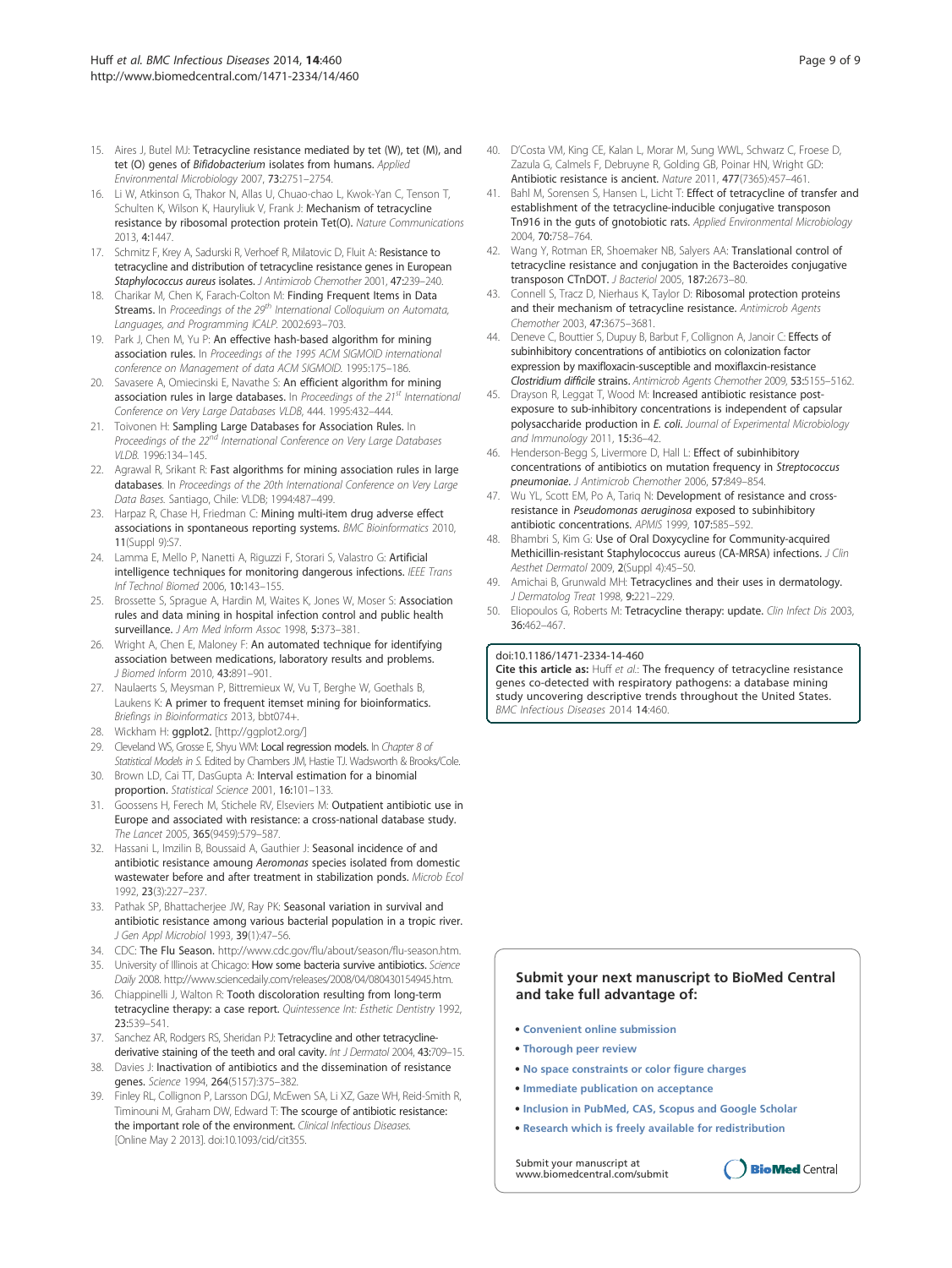15. Aires J, Butel MJ: Tetracycline resistance mediated by tet (W), tet (M), and tet (O) genes of *Bifidobacterium* isolates from humans. *Applied Environmental Microbiology* 2007, **73**:2751–2754.
16. Li W, Atkinson G, Thakor N, Allas U, Chuao-chao L, Kwok-Yan C, Tenson T, Schulten K, Wilson K, Hauryliuk V, Frank J: Mechanism of tetracycline resistance by ribosomal protection protein Tet(O). *Nature Communications* 2013, **4**:1447.
17. Schmitz F, Krey A, Sadurski R, Verhoef R, Milatovic D, Fluit A: Resistance to tetracycline and distribution of tetracycline resistance genes in European *Staphylococcus aureus* isolates. *J Antimicrob Chemother* 2001, **47**:239–240.
18. Charikar M, Chen K, Farach-Colton M: Finding Frequent Items in Data Streams. In *Proceedings of the 29th International Colloquium on Automata, Languages, and Programming ICALP*. 2002:693–703.
19. Park J, Chen M, Yu P: An effective hash-based algorithm for mining association rules. In *Proceedings of the 1995 ACM SIGMOID international conference on Management of data ACM SIGMOID*. 1995:175–186.
20. Savasere A, Omiecinski E, Navathe S: An efficient algorithm for mining association rules in large databases. In *Proceedings of the 21st International Conference on Very Large Databases VLDB*, 444. 1995:432–444.
21. Toivonen H: Sampling Large Databases for Association Rules. In *Proceedings of the 22nd International Conference on Very Large Databases VLDB*. 1996:134–145.
22. Agrawal R, Srikant R: Fast algorithms for mining association rules in large databases. In *Proceedings of the 20th International Conference on Very Large Data Bases*. Santiago, Chile: VLDB; 1994:487–499.
23. Harpaz R, Chase H, Friedman C: Mining multi-item drug adverse effect associations in spontaneous reporting systems. *BMC Bioinformatics* 2010, **11**(Suppl 9):S7.
24. Lamma E, Mello P, Nanetti A, Riguzzi F, Storari S, Valastro G: Artificial intelligence techniques for monitoring dangerous infections. *IEEE Trans Inf Technol Biomed* 2006, **10**:143–155.
25. Brossette S, Sprague A, Hardin M, Waites K, Jones W, Moser S: Association rules and data mining in hospital infection control and public health surveillance. *J Am Med Inform Assoc* 1998, **5**:373–381.
26. Wright A, Chen E, Maloney F: An automated technique for identifying association between medications, laboratory results and problems. *J Biomed Inform* 2010, **43**:891–901.
27. Naulaerts S, Meysman P, Bittremieux W, Vu T, Berghe W, Goethals B, Laukens K: A primer to frequent itemset mining for bioinformatics. *Briefings in Bioinformatics* 2013, bbt074+.
28. Wickham H: ggplot2. [http://ggplot2.org/]
29. Cleveland WS, Grosse E, Shyu WM: Local regression models. In *Chapter 8 of Statistical Models in S*. Edited by Chambers JM, Hastie TJ. Wadsworth & Brooks/Cole.
30. Brown LD, Cai TT, DasGupta A: Interval estimation for a binomial proportion. *Statistical Science* 2001, **16**:101–133.
31. Goossens H, Ferech M, Stichele RV, Elseviers M: Outpatient antibiotic use in Europe and associated with resistance: a cross-national database study. *The Lancet* 2005, **365**(9459):579–587.
32. Hassani L, Imzilin B, Boussaid A, Gauthier J: Seasonal incidence of and antibiotic resistance amoung *Aeromonas* species isolated from domestic wastewater before and after treatment in stabilization ponds. *Microb Ecol* 1992, **23**(3):227–237.
33. Pathak SP, Bhattacherjee JW, Ray PK: Seasonal variation in survival and antibiotic resistance among various bacterial population in a tropic river. *J Gen Appl Microbiol* 1993, **39**(1):47–56.
34. CDC: The Flu Season. http://www.cdc.gov/flu/about/season/flu-season.htm.
35. University of Illinois at Chicago: How some bacteria survive antibiotics. *Science Daily* 2008. http://www.sciencedaily.com/releases/2008/04/080430154945.htm.
36. Chiappinelli J, Walton R: Tooth discoloration resulting from long-term tetracycline therapy: a case report. *Quintessence Int: Esthetic Dentistry* 1992, **23**:539–541.
37. Sanchez AR, Rodgers RS, Sheridan PJ: Tetracycline and other tetracycline-derivative staining of the teeth and oral cavity. *Int J Dermatol* 2004, **43**:709–15.
38. Davies J: Inactivation of antibiotics and the dissemination of resistance genes. *Science* 1994, **264**(5157):375–382.
39. Finley RL, Collignon P, Larsson DGJ, McEwen SA, Li XZ, Gaze WH, Reid-Smith R, Timinouni M, Graham DW, Edward T: The scourge of antibiotic resistance: the important role of the environment. *Clinical Infectious Diseases*. [Online May 2 2013]. doi:10.1093/cid/cit355.
40. D'Costa VM, King CE, Kalan L, Morar M, Sung WWL, Schwarz C, Froese D, Zazula G, Calmels F, Debruyne R, Golding GB, Poinar HN, Wright GD: Antibiotic resistance is ancient. *Nature* 2011, **477**(7365):457–461.
41. Bahl M, Sorensen S, Hansen L, Licht T: Effect of tetracycline of transfer and establishment of the tetracycline-inducible conjugative transposon Tn916 in the guts of gnotobiotic rats. *Applied Environmental Microbiology* 2004, **70**:758–764.
42. Wang Y, Rotman ER, Shoemaker NB, Salyers AA: Translational control of tetracycline resistance and conjugation in the Bacteroides conjugative transposon CTnDOT. *J Bacteriol* 2005, **187**:2673–80.
43. Connell S, Tracz D, Nierhaus K, Taylor D: Ribosomal protection proteins and their mechanism of tetracycline resistance. *Antimicrob Agents Chemother* 2003, **47**:3675–3681.
44. Deneve C, Bouttier S, Dupuy B, Barbut F, Collignon A, Janoir C: Effects of subinhibitory concentrations of antibiotics on colonization factor expression by maxifloxacin-susceptible and moxiflaxcin-resistance *Clostridium difficile* strains. *Antimicrob Agents Chemother* 2009, **53**:5155–5162.
45. Drayson R, Leggat T, Wood M: Increased antibiotic resistance post-exposure to sub-inhibitory concentrations is independent of capsular polysaccharide production in *E. coli*. *Journal of Experimental Microbiology and Immunology* 2011, **15**:36–42.
46. Henderson-Begg S, Livermore D, Hall L: Effect of subinhibitory concentrations of antibiotics on mutation frequency in *Streptococcus pneumoniae*. *J Antimicrob Chemother* 2006, **57**:849–854.
47. Wu YL, Scott EM, Po A, Tariq N: Development of resistance and cross-resistance in *Pseudomonas aeruginosa* exposed to subinhibitory antibiotic concentrations. *APMIS* 1999, **107**:585–592.
48. Bhambri S, Kim G: Use of Oral Doxycycline for Community-acquired Methicillin-resistant Staphylococcus aureus (CA-MRSA) infections. *J Clin Aesthet Dermatol* 2009, **2**(Suppl 4):45–50.
49. Amichai B, Grunwald MH: Tetracyclines and their uses in dermatology. *J Dermatolog Treat* 1998, **9**:221–229.
50. Eliopoulos G, Roberts M: Tetracycline therapy: update. *Clin Infect Dis* 2003, **36**:462–467.

doi:10.1186/1471-2334-14-460

**Cite this article as:** Huff *et al.*: The frequency of tetracycline resistance genes co-detected with respiratory pathogens: a database mining study uncovering descriptive trends throughout the United States. *BMC Infectious Diseases* 2014 14:460.

**Submit your next manuscript to BioMed Central and take full advantage of:**

- **Convenient online submission**
- **Thorough peer review**
- **No space constraints or color figure charges**
- **Immediate publication on acceptance**
- **Inclusion in PubMed, CAS, Scopus and Google Scholar**
- **Research which is freely available for redistribution**

Submit your manuscript at www.biomedcentral.com/submit

BioMed Central